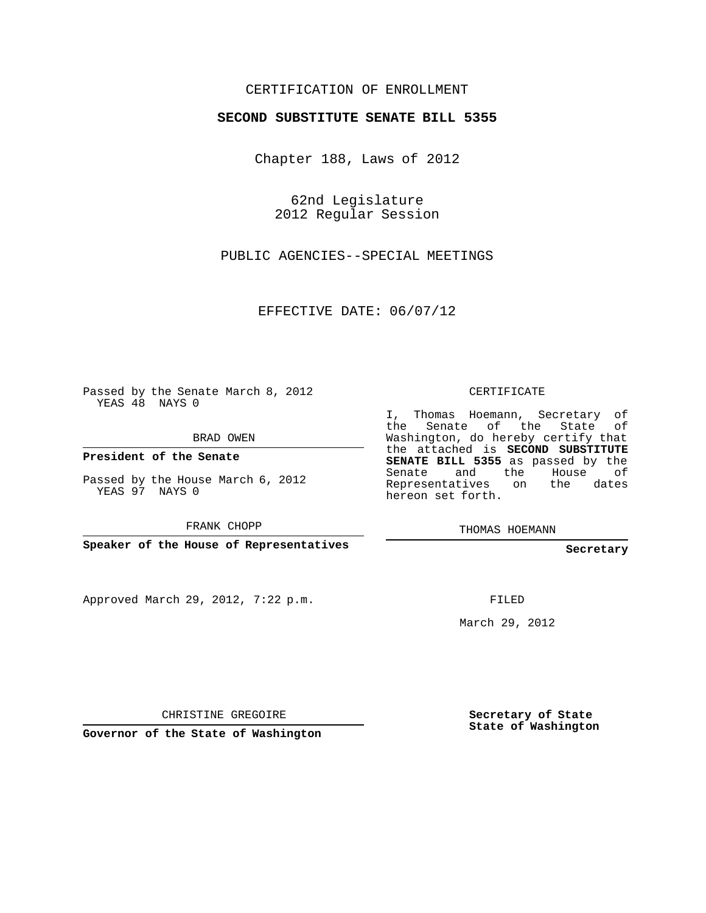CERTIFICATION OF ENROLLMENT

**SECOND SUBSTITUTE SENATE BILL 5355**

Chapter 188, Laws of 2012

62nd Legislature
2012 Regular Session

PUBLIC AGENCIES--SPECIAL MEETINGS

EFFECTIVE DATE: 06/07/12

Passed by the Senate March 8, 2012
YEAS 48 NAYS 0

BRAD OWEN

**President of the Senate**

Passed by the House March 6, 2012
YEAS 97 NAYS 0

FRANK CHOPP

**Speaker of the House of Representatives**

Approved March 29, 2012, 7:22 p.m.

CHRISTINE GREGOIRE

**Governor of the State of Washington**

CERTIFICATE

I, Thomas Hoemann, Secretary of the Senate of the State of Washington, do hereby certify that the attached is **SECOND SUBSTITUTE SENATE BILL 5355** as passed by the Senate and the House of Representatives on the dates hereon set forth.

THOMAS HOEMANN

**Secretary**

FILED

March 29, 2012

**Secretary of State**
**State of Washington**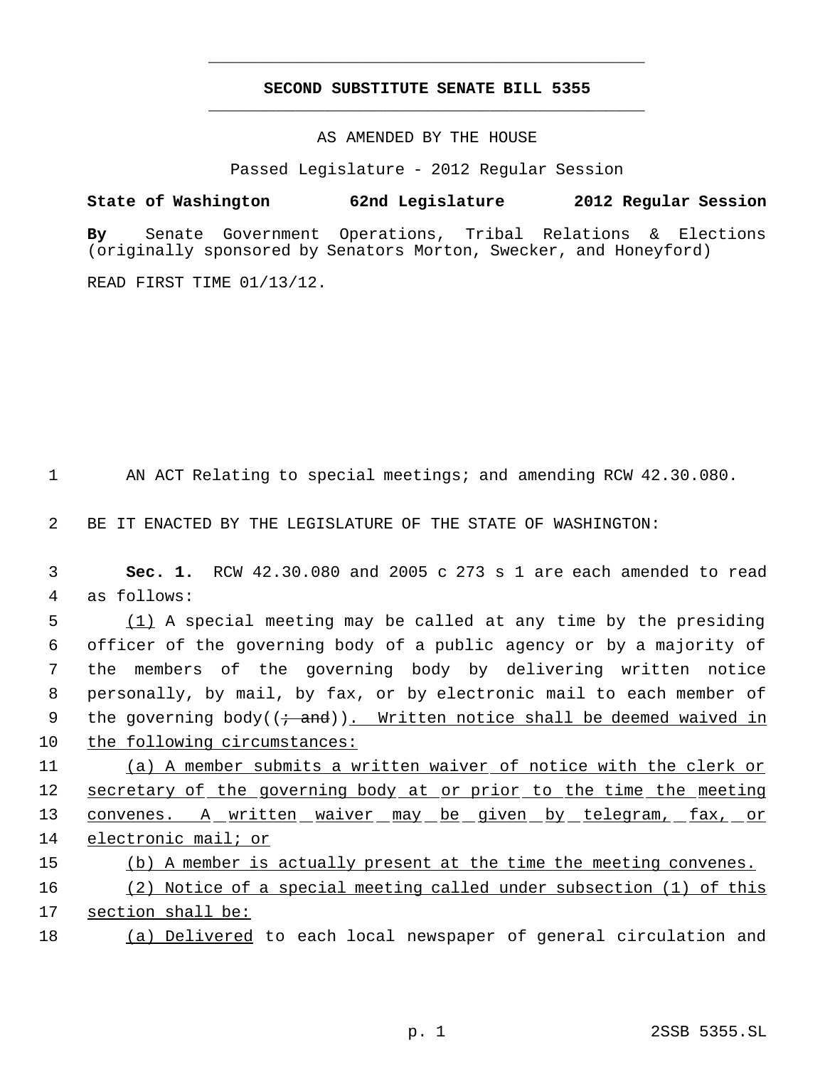# SECOND SUBSTITUTE SENATE BILL 5355

AS AMENDED BY THE HOUSE

Passed Legislature - 2012 Regular Session

**State of Washington 62nd Legislature 2012 Regular Session**

**By** Senate Government Operations, Tribal Relations & Elections (originally sponsored by Senators Morton, Swecker, and Honeyford)

READ FIRST TIME 01/13/12.

AN ACT Relating to special meetings; and amending RCW 42.30.080.

BE IT ENACTED BY THE LEGISLATURE OF THE STATE OF WASHINGTON:

**Sec. 1.** RCW 42.30.080 and 2005 c 273 s 1 are each amended to read as follows:

(1) A special meeting may be called at any time by the presiding officer of the governing body of a public agency or by a majority of the members of the governing body by delivering written notice personally, by mail, by fax, or by electronic mail to each member of the governing body((~~; and~~)). Written notice shall be deemed waived in the following circumstances:

(a) A member submits a written waiver of notice with the clerk or secretary of the governing body at or prior to the time the meeting convenes. A written waiver may be given by telegram, fax, or electronic mail; or

(b) A member is actually present at the time the meeting convenes.

(2) Notice of a special meeting called under subsection (1) of this section shall be:

(a) Delivered to each local newspaper of general circulation and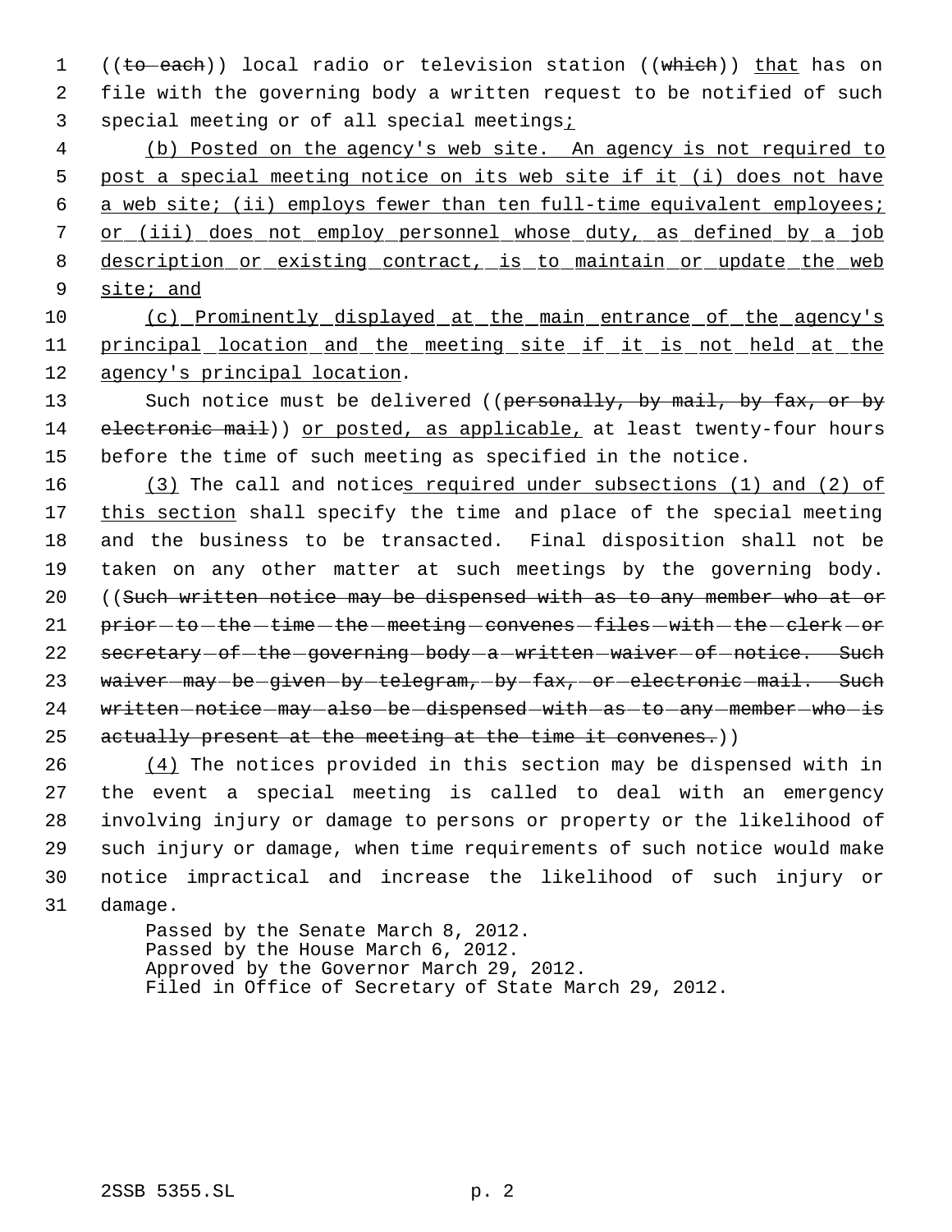((~~to each~~)) local radio or television station ((~~which~~)) <u>that</u> has on file with the governing body a written request to be notified of such special meeting or of all special meetings<u>;</u>

<u>(b) Posted on the agency's web site. An agency is not required to post a special meeting notice on its web site if it (i) does not have a web site; (ii) employs fewer than ten full-time equivalent employees; or (iii) does not employ personnel whose duty, as defined by a job description or existing contract, is to maintain or update the web site; and</u>

<u>(c) Prominently displayed at the main entrance of the agency's principal location and the meeting site if it is not held at the agency's principal location</u>.

Such notice must be delivered ((~~personally, by mail, by fax, or by electronic mail~~)) <u>or posted, as applicable,</u> at least twenty-four hours before the time of such meeting as specified in the notice.

<u>(3)</u> The call and notice<u>s required under subsections (1) and (2) of this section</u> shall specify the time and place of the special meeting and the business to be transacted. Final disposition shall not be taken on any other matter at such meetings by the governing body. ((~~Such written notice may be dispensed with as to any member who at or prior to the time the meeting convenes files with the clerk or secretary of the governing body a written waiver of notice. Such waiver may be given by telegram, by fax, or electronic mail. Such written notice may also be dispensed with as to any member who is actually present at the meeting at the time it convenes.~~))

<u>(4)</u> The notices provided in this section may be dispensed with in the event a special meeting is called to deal with an emergency involving injury or damage to persons or property or the likelihood of such injury or damage, when time requirements of such notice would make notice impractical and increase the likelihood of such injury or damage.

Passed by the Senate March 8, 2012.
Passed by the House March 6, 2012.
Approved by the Governor March 29, 2012.
Filed in Office of Secretary of State March 29, 2012.